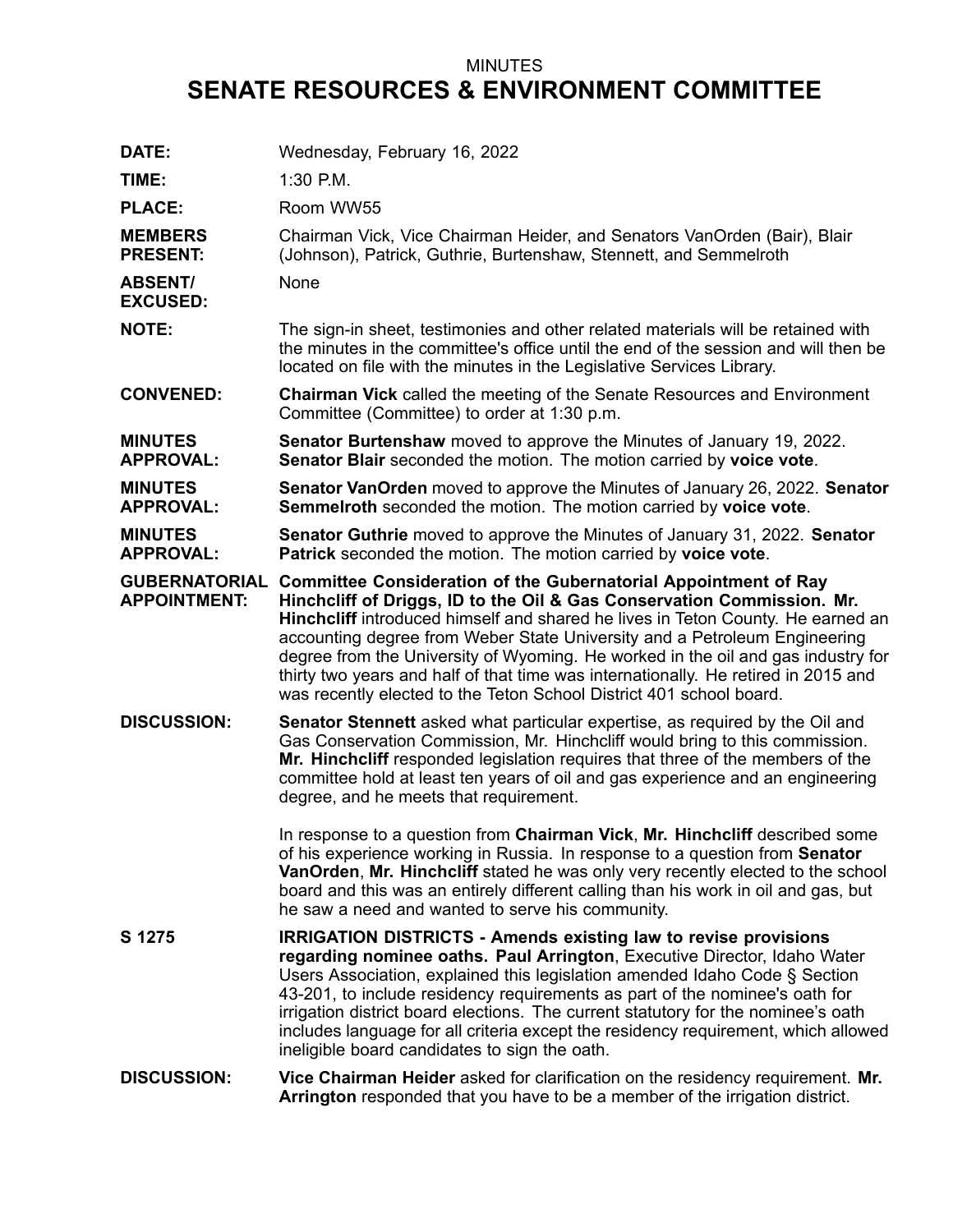MINUTES

# SENATE RESOURCES & ENVIRONMENT COMMITTEE

**DATE:** Wednesday, February 16, 2022

**TIME:** 1:30 P.M.

**PLACE:** Room WW55

**MEMBERS PRESENT:** Chairman Vick, Vice Chairman Heider, and Senators VanOrden (Bair), Blair (Johnson), Patrick, Guthrie, Burtenshaw, Stennett, and Semmelroth

**ABSENT/ EXCUSED:** None

**NOTE:** The sign-in sheet, testimonies and other related materials will be retained with the minutes in the committee's office until the end of the session and will then be located on file with the minutes in the Legislative Services Library.

**CONVENED:** **Chairman Vick** called the meeting of the Senate Resources and Environment Committee (Committee) to order at 1:30 p.m.

**MINUTES APPROVAL:** **Senator Burtenshaw** moved to approve the Minutes of January 19, 2022. **Senator Blair** seconded the motion. The motion carried by **voice vote**.

**MINUTES APPROVAL:** **Senator VanOrden** moved to approve the Minutes of January 26, 2022. **Senator Semmelroth** seconded the motion. The motion carried by **voice vote**.

**MINUTES APPROVAL:** **Senator Guthrie** moved to approve the Minutes of January 31, 2022. **Senator Patrick** seconded the motion. The motion carried by **voice vote**.

**GUBERNATORIAL APPOINTMENT:** **Committee Consideration of the Gubernatorial Appointment of Ray Hinchcliff of Driggs, ID to the Oil & Gas Conservation Commission. Mr. Hinchcliff** introduced himself and shared he lives in Teton County. He earned an accounting degree from Weber State University and a Petroleum Engineering degree from the University of Wyoming. He worked in the oil and gas industry for thirty two years and half of that time was internationally. He retired in 2015 and was recently elected to the Teton School District 401 school board.

**DISCUSSION:** **Senator Stennett** asked what particular expertise, as required by the Oil and Gas Conservation Commission, Mr. Hinchcliff would bring to this commission. **Mr. Hinchcliff** responded legislation requires that three of the members of the committee hold at least ten years of oil and gas experience and an engineering degree, and he meets that requirement.

In response to a question from **Chairman Vick**, **Mr. Hinchcliff** described some of his experience working in Russia. In response to a question from **Senator VanOrden**, **Mr. Hinchcliff** stated he was only very recently elected to the school board and this was an entirely different calling than his work in oil and gas, but he saw a need and wanted to serve his community.

**S 1275** **IRRIGATION DISTRICTS - Amends existing law to revise provisions regarding nominee oaths. Paul Arrington**, Executive Director, Idaho Water Users Association, explained this legislation amended Idaho Code § Section 43-201, to include residency requirements as part of the nominee's oath for irrigation district board elections. The current statutory for the nominee's oath includes language for all criteria except the residency requirement, which allowed ineligible board candidates to sign the oath.

**DISCUSSION:** **Vice Chairman Heider** asked for clarification on the residency requirement. **Mr. Arrington** responded that you have to be a member of the irrigation district.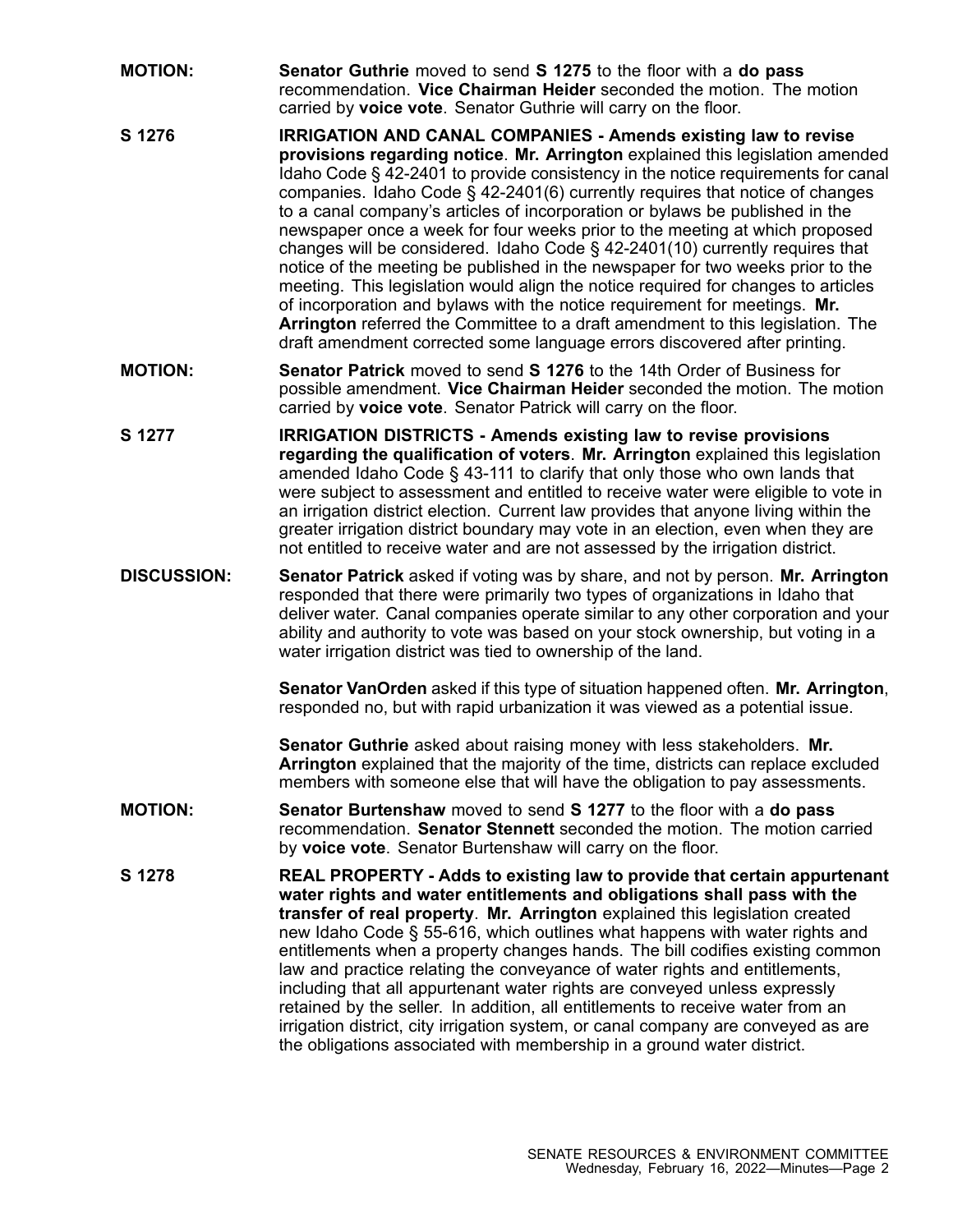**MOTION:** **Senator Guthrie** moved to send **S 1275** to the floor with a **do pass** recommendation. **Vice Chairman Heider** seconded the motion. The motion carried by **voice vote**. Senator Guthrie will carry on the floor.

**S 1276** **IRRIGATION AND CANAL COMPANIES - Amends existing law to revise provisions regarding notice**. **Mr. Arrington** explained this legislation amended Idaho Code § 42-2401 to provide consistency in the notice requirements for canal companies. Idaho Code § 42-2401(6) currently requires that notice of changes to a canal company's articles of incorporation or bylaws be published in the newspaper once a week for four weeks prior to the meeting at which proposed changes will be considered. Idaho Code § 42-2401(10) currently requires that notice of the meeting be published in the newspaper for two weeks prior to the meeting. This legislation would align the notice required for changes to articles of incorporation and bylaws with the notice requirement for meetings. **Mr. Arrington** referred the Committee to a draft amendment to this legislation. The draft amendment corrected some language errors discovered after printing.

**MOTION:** **Senator Patrick** moved to send **S 1276** to the 14th Order of Business for possible amendment. **Vice Chairman Heider** seconded the motion. The motion carried by **voice vote**. Senator Patrick will carry on the floor.

**S 1277** **IRRIGATION DISTRICTS - Amends existing law to revise provisions regarding the qualification of voters**. **Mr. Arrington** explained this legislation amended Idaho Code § 43-111 to clarify that only those who own lands that were subject to assessment and entitled to receive water were eligible to vote in an irrigation district election. Current law provides that anyone living within the greater irrigation district boundary may vote in an election, even when they are not entitled to receive water and are not assessed by the irrigation district.

**DISCUSSION:** **Senator Patrick** asked if voting was by share, and not by person. **Mr. Arrington** responded that there were primarily two types of organizations in Idaho that deliver water. Canal companies operate similar to any other corporation and your ability and authority to vote was based on your stock ownership, but voting in a water irrigation district was tied to ownership of the land.

**Senator VanOrden** asked if this type of situation happened often. **Mr. Arrington**, responded no, but with rapid urbanization it was viewed as a potential issue.

**Senator Guthrie** asked about raising money with less stakeholders. **Mr. Arrington** explained that the majority of the time, districts can replace excluded members with someone else that will have the obligation to pay assessments.

**MOTION:** **Senator Burtenshaw** moved to send **S 1277** to the floor with a **do pass** recommendation. **Senator Stennett** seconded the motion. The motion carried by **voice vote**. Senator Burtenshaw will carry on the floor.

**S 1278** **REAL PROPERTY - Adds to existing law to provide that certain appurtenant water rights and water entitlements and obligations shall pass with the transfer of real property**. **Mr. Arrington** explained this legislation created new Idaho Code § 55-616, which outlines what happens with water rights and entitlements when a property changes hands. The bill codifies existing common law and practice relating the conveyance of water rights and entitlements, including that all appurtenant water rights are conveyed unless expressly retained by the seller. In addition, all entitlements to receive water from an irrigation district, city irrigation system, or canal company are conveyed as are the obligations associated with membership in a ground water district.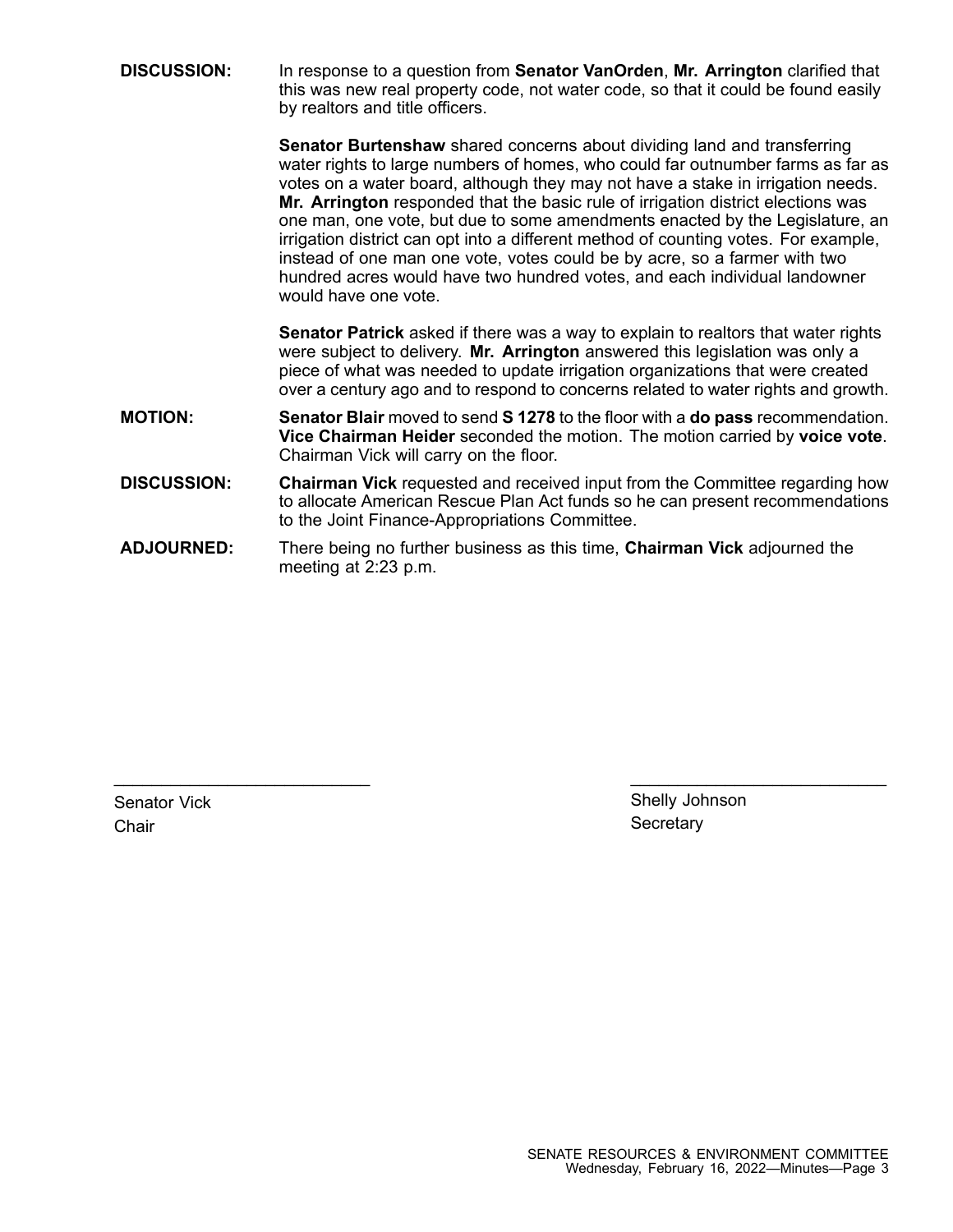**DISCUSSION:** In response to a question from **Senator VanOrden**, **Mr. Arrington** clarified that this was new real property code, not water code, so that it could be found easily by realtors and title officers.

**Senator Burtenshaw** shared concerns about dividing land and transferring water rights to large numbers of homes, who could far outnumber farms as far as votes on a water board, although they may not have a stake in irrigation needs. **Mr. Arrington** responded that the basic rule of irrigation district elections was one man, one vote, but due to some amendments enacted by the Legislature, an irrigation district can opt into a different method of counting votes. For example, instead of one man one vote, votes could be by acre, so a farmer with two hundred acres would have two hundred votes, and each individual landowner would have one vote.

**Senator Patrick** asked if there was a way to explain to realtors that water rights were subject to delivery. **Mr. Arrington** answered this legislation was only a piece of what was needed to update irrigation organizations that were created over a century ago and to respond to concerns related to water rights and growth.

**MOTION:** **Senator Blair** moved to send **S 1278** to the floor with a **do pass** recommendation. **Vice Chairman Heider** seconded the motion. The motion carried by **voice vote**. Chairman Vick will carry on the floor.

**DISCUSSION:** **Chairman Vick** requested and received input from the Committee regarding how to allocate American Rescue Plan Act funds so he can present recommendations to the Joint Finance-Appropriations Committee.

**ADJOURNED:** There being no further business as this time, **Chairman Vick** adjourned the meeting at 2:23 p.m.

___________________________

Senator Vick
Chair

___________________________

Shelly Johnson
Secretary